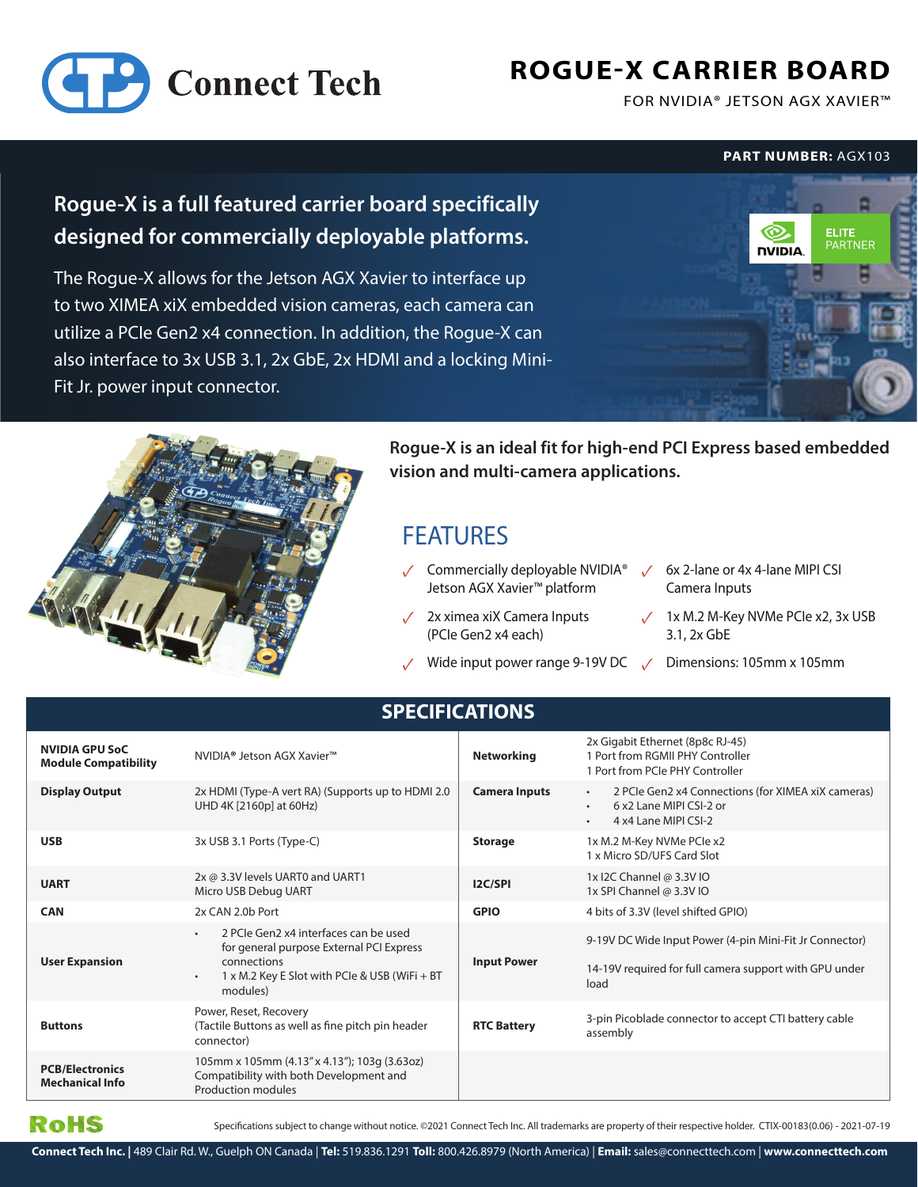Connect Tech

# ROGUE-X CARRIER BOARD

FOR NVIDIA® JETSON AGX XAVIER™

**PART NUMBER:** AGX103

## Rogue-X is a full featured carrier board specifically designed for commercially deployable platforms.

The Rogue-X allows for the Jetson AGX Xavier to interface up to two XIMEA xiX embedded vision cameras, each camera can utilize a PCIe Gen2 x4 connection. In addition, the Rogue-X can also interface to 3x USB 3.1, 2x GbE, 2x HDMI and a locking Mini-Fit Jr. power input connector.

NVIDIA ELITE PARTNER

**Rogue-X is an ideal fit for high-end PCI Express based embedded vision and multi-camera applications.**

## FEATURES

- ✓ Commercially deployable NVIDIA® Jetson AGX Xavier™ platform
- ✓ 2x ximea xiX Camera Inputs (PCIe Gen2 x4 each)
- ✓ Wide input power range 9-19V DC
- ✓ 6x 2-lane or 4x 4-lane MIPI CSI Camera Inputs
- ✓ 1x M.2 M-Key NVMe PCIe x2, 3x USB 3.1, 2x GbE
- ✓ Dimensions: 105mm x 105mm

## SPECIFICATIONS

| | | | |
|---|---|---|---|
| **NVIDIA GPU SoC Module Compatibility** | NVIDIA® Jetson AGX Xavier™ | **Networking** | 2x Gigabit Ethernet (8p8c RJ-45)<br>1 Port from RGMII PHY Controller<br>1 Port from PCIe PHY Controller |
| **Display Output** | 2x HDMI (Type-A vert RA) (Supports up to HDMI 2.0 UHD 4K [2160p] at 60Hz) | **Camera Inputs** | • 2 PCIe Gen2 x4 Connections (for XIMEA xiX cameras)<br>• 6 x2 Lane MIPI CSI-2 or<br>• 4 x4 Lane MIPI CSI-2 |
| **USB** | 3x USB 3.1 Ports (Type-C) | **Storage** | 1x M.2 M-Key NVMe PCIe x2<br>1 x Micro SD/UFS Card Slot |
| **UART** | 2x @ 3.3V levels UART0 and UART1<br>Micro USB Debug UART | **I2C/SPI** | 1x I2C Channel @ 3.3V IO<br>1x SPI Channel @ 3.3V IO |
| **CAN** | 2x CAN 2.0b Port | **GPIO** | 4 bits of 3.3V (level shifted GPIO) |
| **User Expansion** | • 2 PCIe Gen2 x4 interfaces can be used for general purpose External PCI Express connections<br>• 1 x M.2 Key E Slot with PCIe & USB (WiFi + BT modules) | **Input Power** | 9-19V DC Wide Input Power (4-pin Mini-Fit Jr Connector)<br><br>14-19V required for full camera support with GPU under load |
| **Buttons** | Power, Reset, Recovery<br>(Tactile Buttons as well as fine pitch pin header connector) | **RTC Battery** | 3-pin Picoblade connector to accept CTI battery cable assembly |
| **PCB/Electronics Mechanical Info** | 105mm x 105mm (4.13" x 4.13"); 103g (3.63oz)<br>Compatibility with both Development and Production modules | | |

RoHS

Specifications subject to change without notice. ©2021 Connect Tech Inc. All trademarks are property of their respective holder. CTIX-00183(0.06) - 2021-07-19

**Connect Tech Inc.** | 489 Clair Rd. W., Guelph ON Canada | **Tel:** 519.836.1291 **Toll:** 800.426.8979 (North America) | **Email:** sales@connecttech.com | **www.connecttech.com**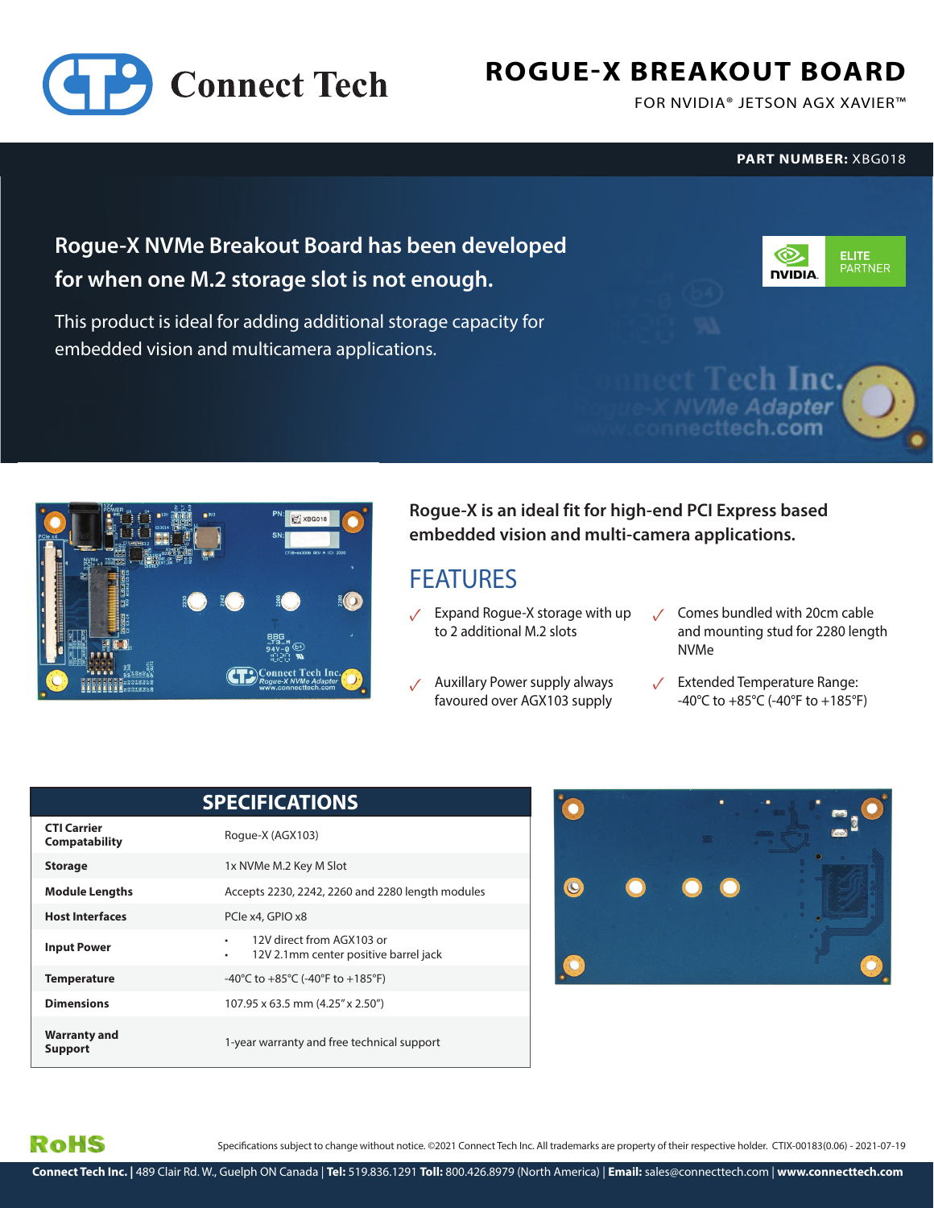# ROGUE-X BREAKOUT BOARD

FOR NVIDIA® JETSON AGX XAVIER™

**PART NUMBER:** XBG018

## Rogue-X NVMe Breakout Board has been developed for when one M.2 storage slot is not enough.

This product is ideal for adding additional storage capacity for embedded vision and multicamera applications.

ELITE PARTNER

**Rogue-X is an ideal fit for high-end PCI Express based embedded vision and multi-camera applications.**

## FEATURES

- Expand Rogue-X storage with up to 2 additional M.2 slots
- Auxillary Power supply always favoured over AGX103 supply
- Comes bundled with 20cm cable and mounting stud for 2280 length NVMe
- Extended Temperature Range: -40°C to +85°C (-40°F to +185°F)

## SPECIFICATIONS

| | |
|---|---|
| **CTI Carrier Compatability** | Rogue-X (AGX103) |
| **Storage** | 1x NVMe M.2 Key M Slot |
| **Module Lengths** | Accepts 2230, 2242, 2260 and 2280 length modules |
| **Host Interfaces** | PCIe x4, GPIO x8 |
| **Input Power** | • 12V direct from AGX103 or<br>• 12V 2.1mm center positive barrel jack |
| **Temperature** | -40°C to +85°C (-40°F to +185°F) |
| **Dimensions** | 107.95 x 63.5 mm (4.25" x 2.50") |
| **Warranty and Support** | 1-year warranty and free technical support |

RoHS

Specifications subject to change without notice. ©2021 Connect Tech Inc. All trademarks are property of their respective holder. CTIX-00183(0.06) - 2021-07-19

**Connect Tech Inc.** | 489 Clair Rd. W., Guelph ON Canada | **Tel:** 519.836.1291 **Toll:** 800.426.8979 (North America) | **Email:** sales@connecttech.com | **www.connecttech.com**